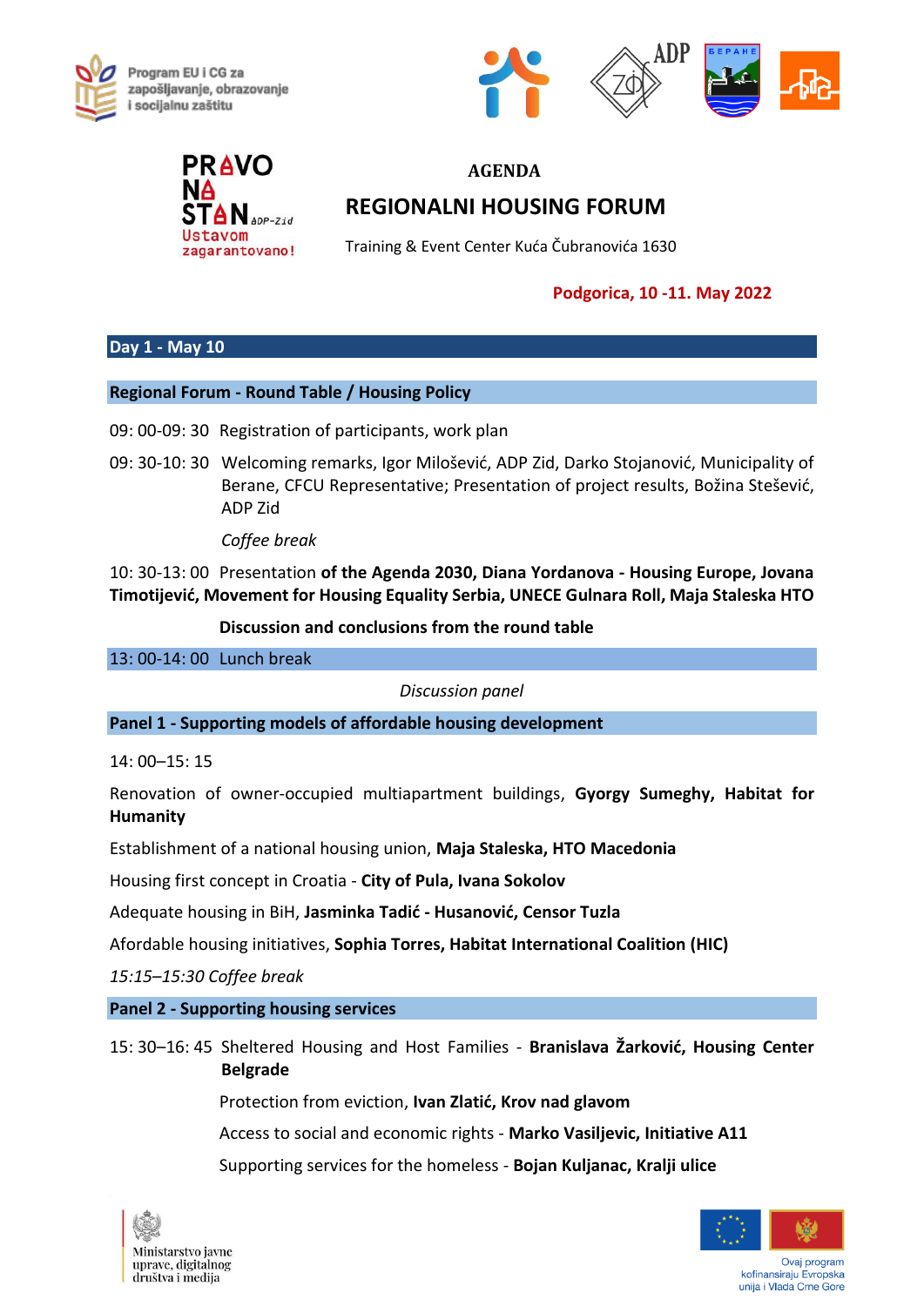Program EU i CG za zapošljavanje, obrazovanje i socijalnu zaštitu

PRAVO NA STAN ADP-Zid
Ustavom zagarantovano!

# AGENDA

## REGIONALNI HOUSING FORUM

Training & Event Center Kuća Čubranovića 1630

**Podgorica, 10 -11. May 2022**

### Day 1 - May 10

**Regional Forum - Round Table / Housing Policy**

09: 00-09: 30 Registration of participants, work plan

09: 30-10: 30 Welcoming remarks, Igor Milošević, ADP Zid, Darko Stojanović, Municipality of Berane, CFCU Representative; Presentation of project results, Božina Stešević, ADP Zid

*Coffee break*

10: 30-13: 00 Presentation **of the Agenda 2030, Diana Yordanova - Housing Europe, Jovana Timotijević, Movement for Housing Equality Serbia, UNECE Gulnara Roll, Maja Staleska HTO**

**Discussion and conclusions from the round table**

13: 00-14: 00 Lunch break

*Discussion panel*

**Panel 1 - Supporting models of affordable housing development**

14: 00–15: 15

Renovation of owner-occupied multiapartment buildings, **Gyorgy Sumeghy, Habitat for Humanity**

Establishment of a national housing union, **Maja Staleska, HTO Macedonia**

Housing first concept in Croatia - **City of Pula, Ivana Sokolov**

Adequate housing in BiH, **Jasminka Tadić - Husanović, Censor Tuzla**

Afordable housing initiatives, **Sophia Torres, Habitat International Coalition (HIC)**

*15:15–15:30 Coffee break*

**Panel 2 - Supporting housing services**

15: 30–16: 45 Sheltered Housing and Host Families - **Branislava Žarković, Housing Center Belgrade**

Protection from eviction, **Ivan Zlatić, Krov nad glavom**

Access to social and economic rights - **Marko Vasiljevic, Initiative A11**

Supporting services for the homeless - **Bojan Kuljanac, Kralji ulice**

Ministarstvo javne uprave, digitalnog društva i medija

Ovaj program kofinansiraju Evropska unija i Vlada Crne Gore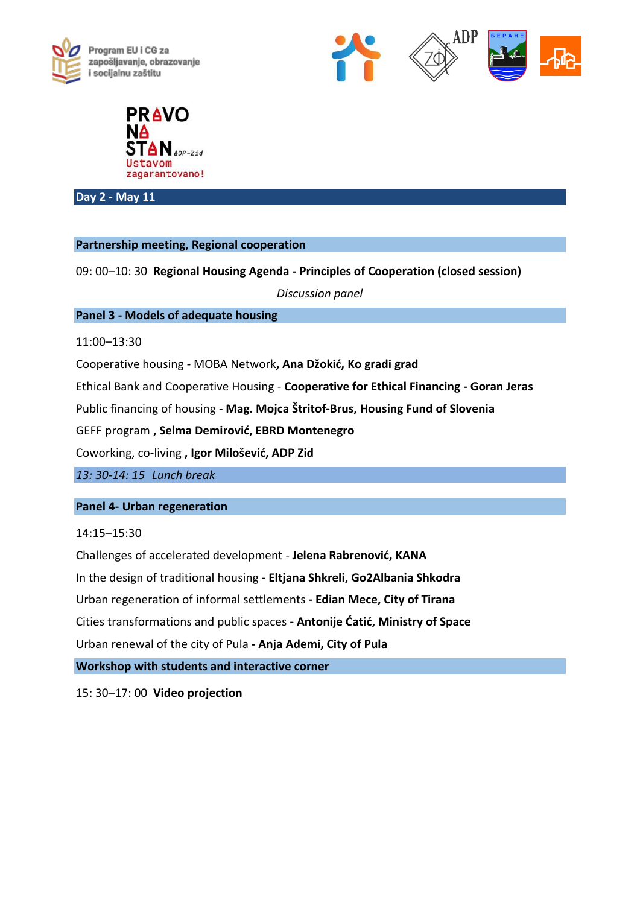PRAVO NA STAN ADP-Zid
Ustavom zagarantovano!

## Day 2 - May 11

### Partnership meeting, Regional cooperation

09: 00–10: 30 **Regional Housing Agenda - Principles of Cooperation (closed session)**

*Discussion panel*

### Panel 3 - Models of adequate housing

11:00–13:30

Cooperative housing - MOBA Network**, Ana Džokić, Ko gradi grad**

Ethical Bank and Cooperative Housing - **Cooperative for Ethical Financing - Goran Jeras**

Public financing of housing - **Mag. Mojca Štritof-Brus, Housing Fund of Slovenia**

GEFF program **, Selma Demirović, EBRD Montenegro**

Coworking, co-living **, Igor Milošević, ADP Zid**

*13: 30-14: 15 Lunch break*

### Panel 4- Urban regeneration

14:15–15:30

Challenges of accelerated development - **Jelena Rabrenović, KANA**

In the design of traditional housing **- Eltjana Shkreli, Go2Albania Shkodra**

Urban regeneration of informal settlements **- Edian Mece, City of Tirana**

Cities transformations and public spaces **- Antonije Ćatić, Ministry of Space**

Urban renewal of the city of Pula **- Anja Ademi, City of Pula**

### Workshop with students and interactive corner

15: 30–17: 00 **Video projection**